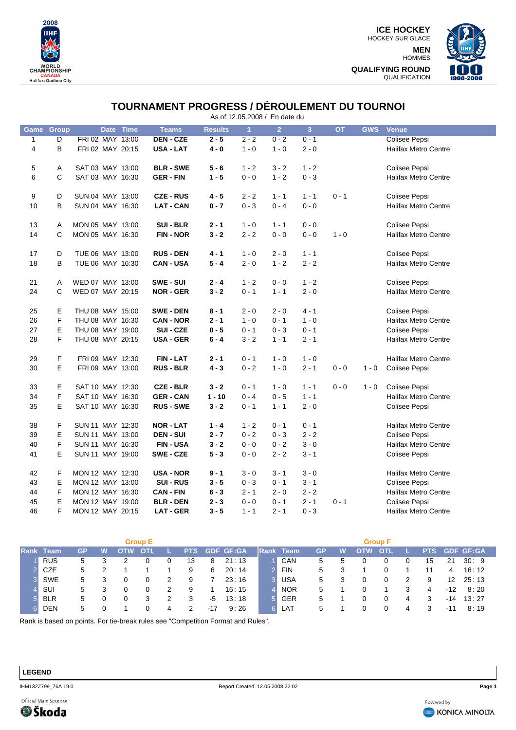ICE HOCKEY
HOCKEY SUR GLACE

MEN
HOMMES

QUALIFYING ROUND
QUALIFICATION

# TOURNAMENT PROGRESS / DÉROULEMENT DU TOURNOI

As of 12.05.2008 / En date du

| Game | Group | Date | Time | Teams | Results | 1 | 2 | 3 | OT | GWS | Venue |
|---|---|---|---|---|---|---|---|---|---|---|---|
| 1 | D | FRI 02 MAY | 13:00 | **DEN - CZE** | **2 - 5** | 2 - 2 | 0 - 2 | 0 - 1 | | | Colisee Pepsi |
| 4 | B | FRI 02 MAY | 20:15 | **USA - LAT** | **4 - 0** | 1 - 0 | 1 - 0 | 2 - 0 | | | Halifax Metro Centre |
| 5 | A | SAT 03 MAY | 13:00 | **BLR - SWE** | **5 - 6** | 1 - 2 | 3 - 2 | 1 - 2 | | | Colisee Pepsi |
| 6 | C | SAT 03 MAY | 16:30 | **GER - FIN** | **1 - 5** | 0 - 0 | 1 - 2 | 0 - 3 | | | Halifax Metro Centre |
| 9 | D | SUN 04 MAY | 13:00 | **CZE - RUS** | **4 - 5** | 2 - 2 | 1 - 1 | 1 - 1 | 0 - 1 | | Colisee Pepsi |
| 10 | B | SUN 04 MAY | 16:30 | **LAT - CAN** | **0 - 7** | 0 - 3 | 0 - 4 | 0 - 0 | | | Halifax Metro Centre |
| 13 | A | MON 05 MAY | 13:00 | **SUI - BLR** | **2 - 1** | 1 - 0 | 1 - 1 | 0 - 0 | | | Colisee Pepsi |
| 14 | C | MON 05 MAY | 16:30 | **FIN - NOR** | **3 - 2** | 2 - 2 | 0 - 0 | 0 - 0 | 1 - 0 | | Halifax Metro Centre |
| 17 | D | TUE 06 MAY | 13:00 | **RUS - DEN** | **4 - 1** | 1 - 0 | 2 - 0 | 1 - 1 | | | Colisee Pepsi |
| 18 | B | TUE 06 MAY | 16:30 | **CAN - USA** | **5 - 4** | 2 - 0 | 1 - 2 | 2 - 2 | | | Halifax Metro Centre |
| 21 | A | WED 07 MAY | 13:00 | **SWE - SUI** | **2 - 4** | 1 - 2 | 0 - 0 | 1 - 2 | | | Colisee Pepsi |
| 24 | C | WED 07 MAY | 20:15 | **NOR - GER** | **3 - 2** | 0 - 1 | 1 - 1 | 2 - 0 | | | Halifax Metro Centre |
| 25 | E | THU 08 MAY | 15:00 | **SWE - DEN** | **8 - 1** | 2 - 0 | 2 - 0 | 4 - 1 | | | Colisee Pepsi |
| 26 | F | THU 08 MAY | 16:30 | **CAN - NOR** | **2 - 1** | 1 - 0 | 0 - 1 | 1 - 0 | | | Halifax Metro Centre |
| 27 | E | THU 08 MAY | 19:00 | **SUI - CZE** | **0 - 5** | 0 - 1 | 0 - 3 | 0 - 1 | | | Colisee Pepsi |
| 28 | F | THU 08 MAY | 20:15 | **USA - GER** | **6 - 4** | 3 - 2 | 1 - 1 | 2 - 1 | | | Halifax Metro Centre |
| 29 | F | FRI 09 MAY | 12:30 | **FIN - LAT** | **2 - 1** | 0 - 1 | 1 - 0 | 1 - 0 | | | Halifax Metro Centre |
| 30 | E | FRI 09 MAY | 13:00 | **RUS - BLR** | **4 - 3** | 0 - 2 | 1 - 0 | 2 - 1 | 0 - 0 | 1 - 0 | Colisee Pepsi |
| 33 | E | SAT 10 MAY | 12:30 | **CZE - BLR** | **3 - 2** | 0 - 1 | 1 - 0 | 1 - 1 | 0 - 0 | 1 - 0 | Colisee Pepsi |
| 34 | F | SAT 10 MAY | 16:30 | **GER - CAN** | **1 - 10** | 0 - 4 | 0 - 5 | 1 - 1 | | | Halifax Metro Centre |
| 35 | E | SAT 10 MAY | 16:30 | **RUS - SWE** | **3 - 2** | 0 - 1 | 1 - 1 | 2 - 0 | | | Colisee Pepsi |
| 38 | F | SUN 11 MAY | 12:30 | **NOR - LAT** | **1 - 4** | 1 - 2 | 0 - 1 | 0 - 1 | | | Halifax Metro Centre |
| 39 | E | SUN 11 MAY | 13:00 | **DEN - SUI** | **2 - 7** | 0 - 2 | 0 - 3 | 2 - 2 | | | Colisee Pepsi |
| 40 | F | SUN 11 MAY | 16:30 | **FIN - USA** | **3 - 2** | 0 - 0 | 0 - 2 | 3 - 0 | | | Halifax Metro Centre |
| 41 | E | SUN 11 MAY | 19:00 | **SWE - CZE** | **5 - 3** | 0 - 0 | 2 - 2 | 3 - 1 | | | Colisee Pepsi |
| 42 | F | MON 12 MAY | 12:30 | **USA - NOR** | **9 - 1** | 3 - 0 | 3 - 1 | 3 - 0 | | | Halifax Metro Centre |
| 43 | E | MON 12 MAY | 13:00 | **SUI - RUS** | **3 - 5** | 0 - 3 | 0 - 1 | 3 - 1 | | | Colisee Pepsi |
| 44 | F | MON 12 MAY | 16:30 | **CAN - FIN** | **6 - 3** | 2 - 1 | 2 - 0 | 2 - 2 | | | Halifax Metro Centre |
| 45 | E | MON 12 MAY | 19:00 | **BLR - DEN** | **2 - 3** | 0 - 0 | 0 - 1 | 2 - 1 | 0 - 1 | | Colisee Pepsi |
| 46 | F | MON 12 MAY | 20:15 | **LAT - GER** | **3 - 5** | 1 - 1 | 2 - 1 | 0 - 3 | | | Halifax Metro Centre |

**Group E**

| Rank | Team | GP | W | OTW | OTL | L | PTS | GDF | GF:GA |
|---|---|---|---|---|---|---|---|---|---|
| 1 | RUS | 5 | 3 | 2 | 0 | 0 | 13 | 8 | 21 : 13 |
| 2 | CZE | 5 | 2 | 1 | 1 | 1 | 9 | 6 | 20 : 14 |
| 3 | SWE | 5 | 3 | 0 | 0 | 2 | 9 | 7 | 23 : 16 |
| 4 | SUI | 5 | 3 | 0 | 0 | 2 | 9 | 1 | 16 : 15 |
| 5 | BLR | 5 | 0 | 0 | 3 | 2 | 3 | -5 | 13 : 18 |
| 6 | DEN | 5 | 0 | 1 | 0 | 4 | 2 | -17 | 9 : 26 |

**Group F**

| Rank | Team | GP | W | OTW | OTL | L | PTS | GDF | GF:GA |
|---|---|---|---|---|---|---|---|---|---|
| 1 | CAN | 5 | 5 | 0 | 0 | 0 | 15 | 21 | 30 : 9 |
| 2 | FIN | 5 | 3 | 1 | 0 | 1 | 11 | 4 | 16 : 12 |
| 3 | USA | 5 | 3 | 0 | 0 | 2 | 9 | 12 | 25 : 13 |
| 4 | NOR | 5 | 1 | 0 | 1 | 3 | 4 | -12 | 8 : 20 |
| 5 | GER | 5 | 1 | 0 | 0 | 4 | 3 | -14 | 13 : 27 |
| 6 | LAT | 5 | 1 | 0 | 0 | 4 | 3 | -11 | 8 : 19 |

Rank is based on points. For tie-break rules see "Competition Format and Rules".

**LEGEND**

IHM132Z799_76A 19.0 Report Created 12.05.2008 22:02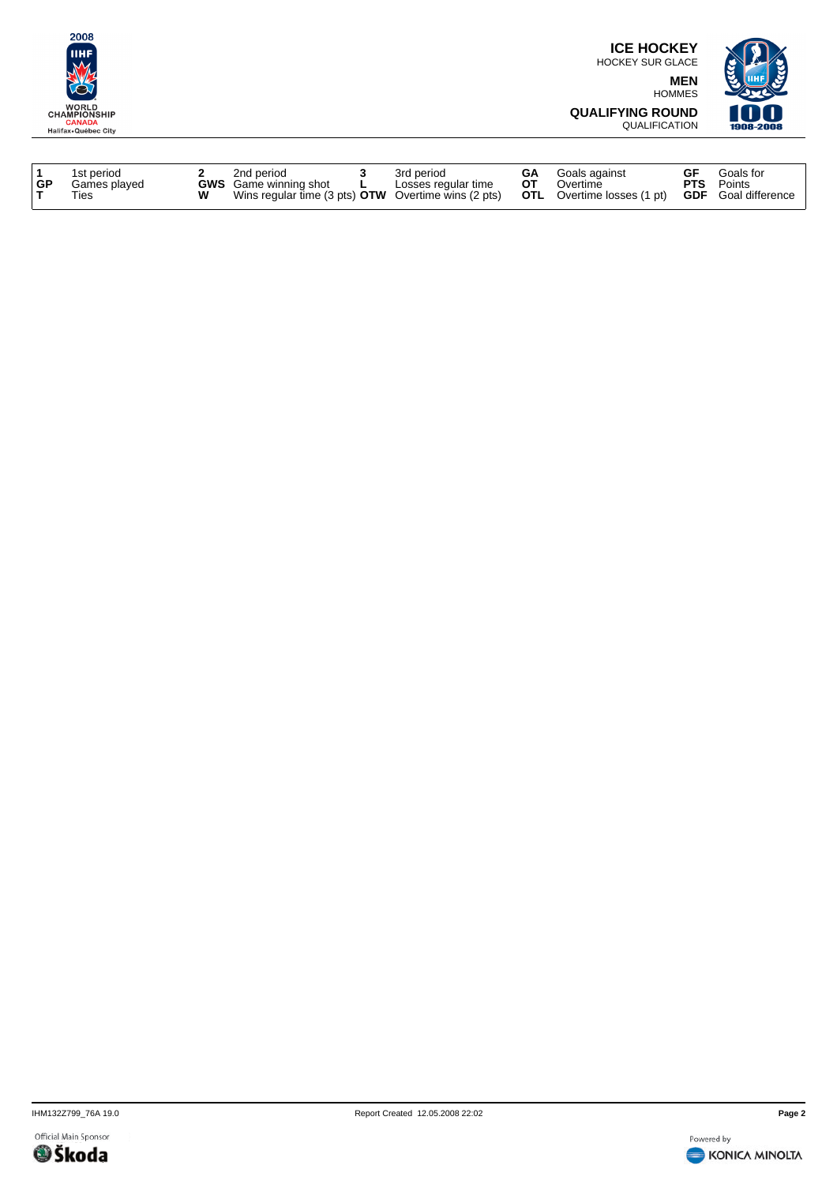| | | | | | | | | | | | |
|---|---|---|---|---|---|---|---|---|---|---|---|
| **1** | 1st period | **2** | 2nd period | **3** | 3rd period | **GA** | Goals against | **GF** | Goals for | | |
| **GP** | Games played | **GWS** | Game winning shot | **L** | Losses regular time | **OT** | Overtime | **PTS** | Points | | |
| **T** | Ties | **W** | Wins regular time (3 pts) | **OTW** | Overtime wins (2 pts) | **OTL** | Overtime losses (1 pt) | **GDF** | Goal difference | | |